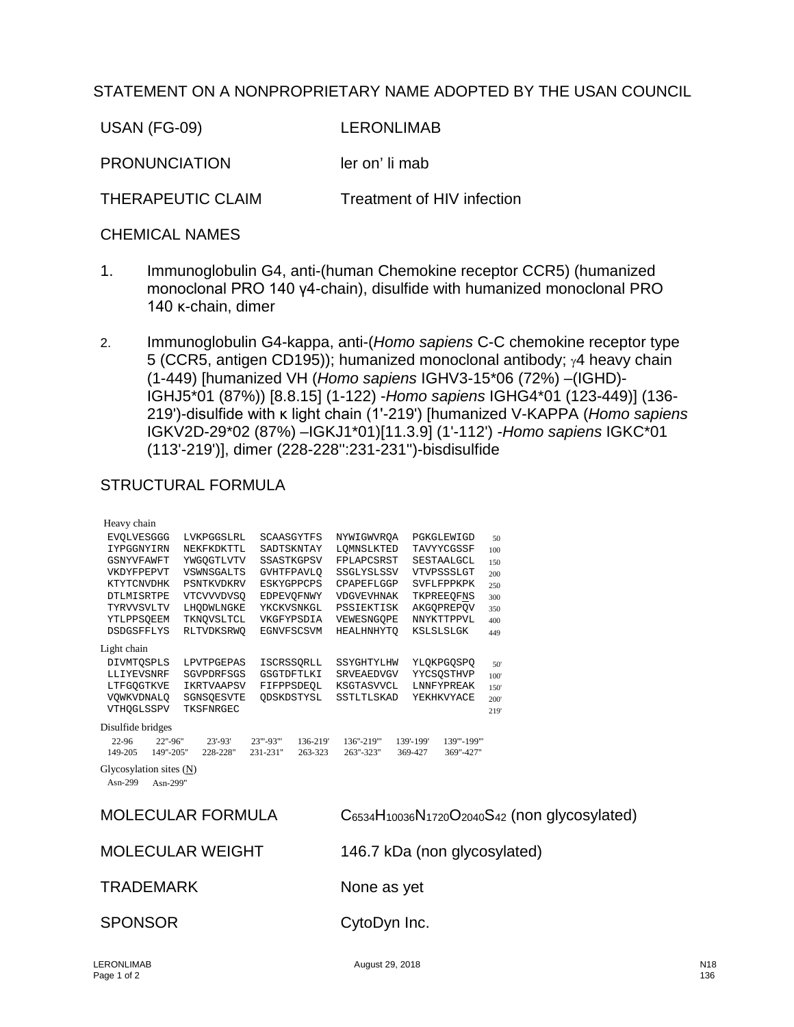## STATEMENT ON A NONPROPRIETARY NAME ADOPTED BY THE USAN COUNCIL

| | |
|---|---|
| USAN (FG-09) | LERONLIMAB |
| PRONUNCIATION | ler on' li mab |
| THERAPEUTIC CLAIM | Treatment of HIV infection |

CHEMICAL NAMES

1. Immunoglobulin G4, anti-(human Chemokine receptor CCR5) (humanized monoclonal PRO 140 γ4-chain), disulfide with humanized monoclonal PRO 140 κ-chain, dimer

2. Immunoglobulin G4-kappa, anti-(*Homo sapiens* C-C chemokine receptor type 5 (CCR5, antigen CD195)); humanized monoclonal antibody; γ4 heavy chain (1-449) [humanized VH (*Homo sapiens* IGHV3-15*06 (72%) –(IGHD)-IGHJ5*01 (87%)) [8.8.15] (1-122) -*Homo sapiens* IGHG4*01 (123-449)] (136-219')-disulfide with κ light chain (1'-219') [humanized V-KAPPA (*Homo sapiens* IGKV2D-29*02 (87%) –IGKJ1*01)[11.3.9] (1'-112') -*Homo sapiens* IGKC*01 (113'-219')], dimer (228-228'':231-231'')-bisdisulfide

STRUCTURAL FORMULA

Heavy chain

```
EVQLVESGGG  LVKPGGSLRL  SCAASGYTFS  NYWIGWVRQA  PGKGLEWIGD   50
IYPGGNYIRN  NEKFKDKTTL  SADTSKNTAY  LQMNSLKTED  TAVYYCGSSF  100
GSNYVFAWFT  YWGQGTLVTV  SSASTKGPSV  FPLAPCSRST  SESTAALGCL  150
VKDYFPEPVT  VSWNSGALTS  GVHTFPAVLQ  SSGLYSLSSV  VTVPSSSLGT  200
KTYTCNVDHK  PSNTKVDKRV  ESKYGPPCPS  CPAPEFLGGP  SVFLFPPKPK  250
DTLMISRTPE  VTCVVVDVSQ  EDPEVQFNWY  VDGVEVHNAK  TKPREEQFNS  300
TYRVVSVLTV  LHQDWLNGKE  YKCKVSNKGL  PSSIEKTISK  AKGQPREPQV  350
YTLPPSQEEM  TKNQVSLTCL  VKGFYPSDIA  VEWESNGQPE  NNYKTTPPVL  400
DSDGSFFLYS  RLTVDKSRWQ  EGNVFSCSVM  HEALHNHYTQ  KSLSLSLGK   449
```

Light chain

```
DIVMTQSPLS  LPVTPGEPAS  ISCRSSQRLL  SSYGHTYLHW  YLQKPGQSPQ   50'
LLIYEVSNRF  SGVPDRFSGS  GSGTDFTLKI  SRVEAEDVGV  YYCSQSTHVP  100'
LTFGQGTKVE  IKRTVAAPSV  FIFPPSDEQL  KSGTASVVCL  LNNFYPREAK  150'
VQWKVDNALQ  SGNSQESVTE  QDSKDSTYSL  SSTLTLSKAD  YEKHKVYACE  200'
VTHQGLSSPV  TKSFNRGEC                                      219'
```

Disulfide bridges

```
22-96    22''-96''    23'-93'    23'''-93'''    136-219'    136''-219'''    139'-199'    139'''-199'''
149-205  149''-205''  228-228''  231-231''      263-323     263''-323''     369-427      369''-427''
```

Glycosylation sites (N)

Asn-299  Asn-299''

| | |
|---|---|
| MOLECULAR FORMULA | $C_{6534}H_{10036}N_{1720}O_{2040}S_{42}$ (non glycosylated) |
| MOLECULAR WEIGHT | 146.7 kDa (non glycosylated) |
| TRADEMARK | None as yet |
| SPONSOR | CytoDyn Inc. |

August 29, 2018

N18
136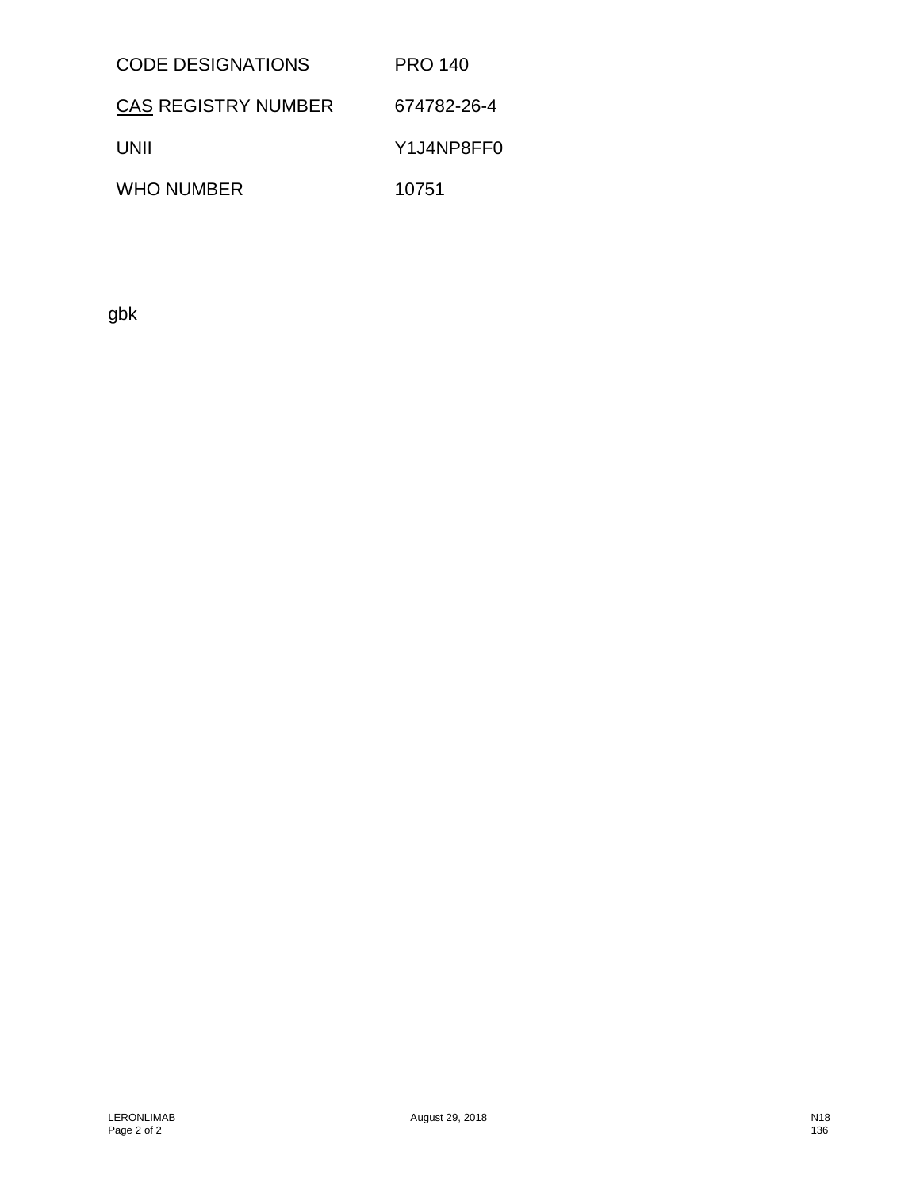| | |
|---|---|
| CODE DESIGNATIONS | PRO 140 |
| CAS REGISTRY NUMBER | 674782-26-4 |
| UNII | Y1J4NP8FF0 |
| WHO NUMBER | 10751 |

gbk